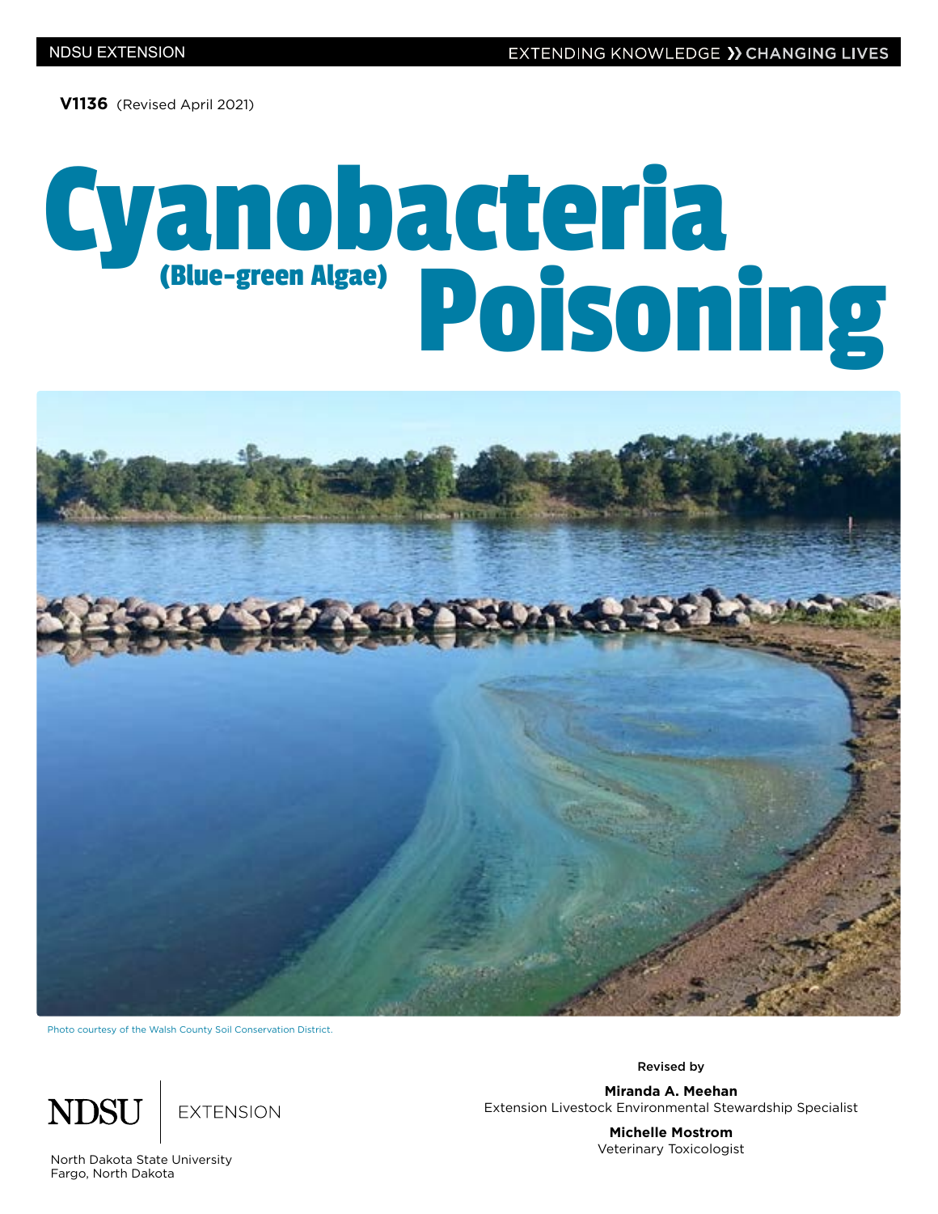NDSU EXTENSION

EXTENDING KNOWLEDGE ›› CHANGING LIVES

**V1136** (Revised April 2021)

# Cyanobacteria (Blue-green Algae) Poisoning

Photo courtesy of the Walsh County Soil Conservation District.

NDSU EXTENSION

North Dakota State University
Fargo, North Dakota

Revised by

**Miranda A. Meehan**
Extension Livestock Environmental Stewardship Specialist

**Michelle Mostrom**
Veterinary Toxicologist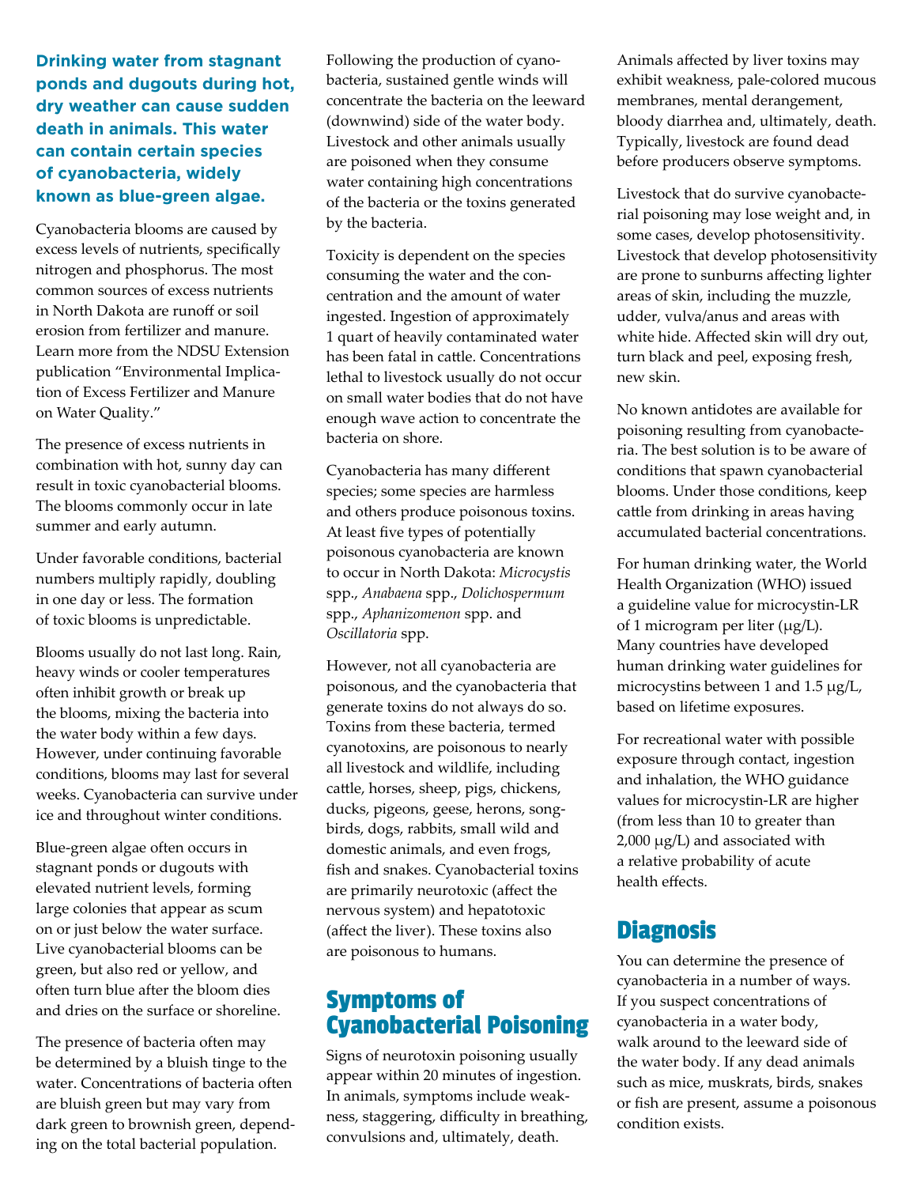**Drinking water from stagnant ponds and dugouts during hot, dry weather can cause sudden death in animals. This water can contain certain species of cyanobacteria, widely known as blue-green algae.**

Cyanobacteria blooms are caused by excess levels of nutrients, specifically nitrogen and phosphorus. The most common sources of excess nutrients in North Dakota are runoff or soil erosion from fertilizer and manure. Learn more from the NDSU Extension publication "Environmental Implication of Excess Fertilizer and Manure on Water Quality."

The presence of excess nutrients in combination with hot, sunny day can result in toxic cyanobacterial blooms. The blooms commonly occur in late summer and early autumn.

Under favorable conditions, bacterial numbers multiply rapidly, doubling in one day or less. The formation of toxic blooms is unpredictable.

Blooms usually do not last long. Rain, heavy winds or cooler temperatures often inhibit growth or break up the blooms, mixing the bacteria into the water body within a few days. However, under continuing favorable conditions, blooms may last for several weeks. Cyanobacteria can survive under ice and throughout winter conditions.

Blue-green algae often occurs in stagnant ponds or dugouts with elevated nutrient levels, forming large colonies that appear as scum on or just below the water surface. Live cyanobacterial blooms can be green, but also red or yellow, and often turn blue after the bloom dies and dries on the surface or shoreline.

The presence of bacteria often may be determined by a bluish tinge to the water. Concentrations of bacteria often are bluish green but may vary from dark green to brownish green, depending on the total bacterial population.

Following the production of cyanobacteria, sustained gentle winds will concentrate the bacteria on the leeward (downwind) side of the water body. Livestock and other animals usually are poisoned when they consume water containing high concentrations of the bacteria or the toxins generated by the bacteria.

Toxicity is dependent on the species consuming the water and the concentration and the amount of water ingested. Ingestion of approximately 1 quart of heavily contaminated water has been fatal in cattle. Concentrations lethal to livestock usually do not occur on small water bodies that do not have enough wave action to concentrate the bacteria on shore.

Cyanobacteria has many different species; some species are harmless and others produce poisonous toxins. At least five types of potentially poisonous cyanobacteria are known to occur in North Dakota: *Microcystis* spp., *Anabaena* spp., *Dolichospermum* spp., *Aphanizomenon* spp. and *Oscillatoria* spp.

However, not all cyanobacteria are poisonous, and the cyanobacteria that generate toxins do not always do so. Toxins from these bacteria, termed cyanotoxins, are poisonous to nearly all livestock and wildlife, including cattle, horses, sheep, pigs, chickens, ducks, pigeons, geese, herons, songbirds, dogs, rabbits, small wild and domestic animals, and even frogs, fish and snakes. Cyanobacterial toxins are primarily neurotoxic (affect the nervous system) and hepatotoxic (affect the liver). These toxins also are poisonous to humans.

## Symptoms of Cyanobacterial Poisoning

Signs of neurotoxin poisoning usually appear within 20 minutes of ingestion. In animals, symptoms include weakness, staggering, difficulty in breathing, convulsions and, ultimately, death.

Animals affected by liver toxins may exhibit weakness, pale-colored mucous membranes, mental derangement, bloody diarrhea and, ultimately, death. Typically, livestock are found dead before producers observe symptoms.

Livestock that do survive cyanobacterial poisoning may lose weight and, in some cases, develop photosensitivity. Livestock that develop photosensitivity are prone to sunburns affecting lighter areas of skin, including the muzzle, udder, vulva/anus and areas with white hide. Affected skin will dry out, turn black and peel, exposing fresh, new skin.

No known antidotes are available for poisoning resulting from cyanobacteria. The best solution is to be aware of conditions that spawn cyanobacterial blooms. Under those conditions, keep cattle from drinking in areas having accumulated bacterial concentrations.

For human drinking water, the World Health Organization (WHO) issued a guideline value for microcystin-LR of 1 microgram per liter (µg/L). Many countries have developed human drinking water guidelines for microcystins between 1 and 1.5 µg/L, based on lifetime exposures.

For recreational water with possible exposure through contact, ingestion and inhalation, the WHO guidance values for microcystin-LR are higher (from less than 10 to greater than 2,000 µg/L) and associated with a relative probability of acute health effects.

## Diagnosis

You can determine the presence of cyanobacteria in a number of ways. If you suspect concentrations of cyanobacteria in a water body, walk around to the leeward side of the water body. If any dead animals such as mice, muskrats, birds, snakes or fish are present, assume a poisonous condition exists.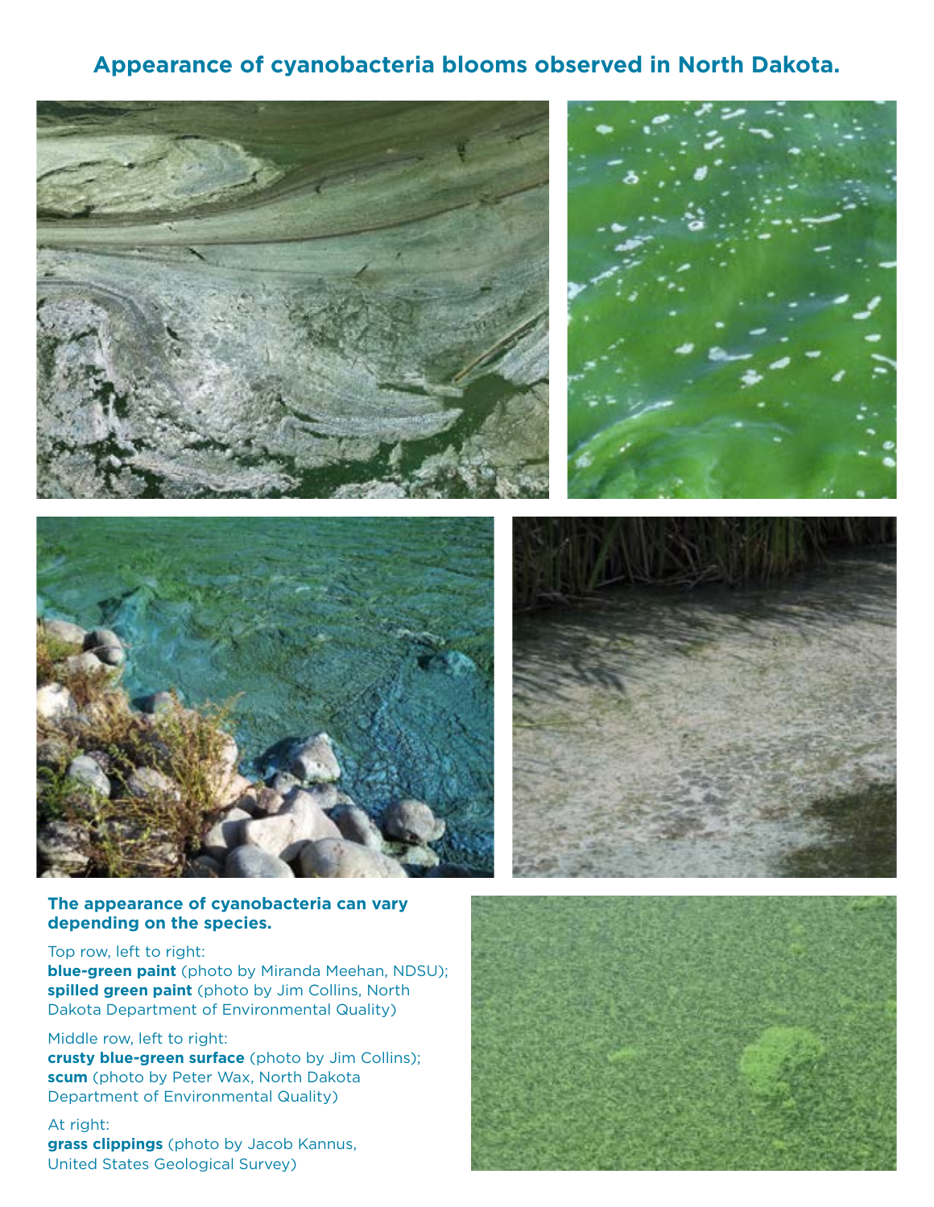## Appearance of cyanobacteria blooms observed in North Dakota.

**The appearance of cyanobacteria can vary depending on the species.**

Top row, left to right:
**blue-green paint** (photo by Miranda Meehan, NDSU); **spilled green paint** (photo by Jim Collins, North Dakota Department of Environmental Quality)

Middle row, left to right:
**crusty blue-green surface** (photo by Jim Collins); **scum** (photo by Peter Wax, North Dakota Department of Environmental Quality)

At right:
**grass clippings** (photo by Jacob Kannus, United States Geological Survey)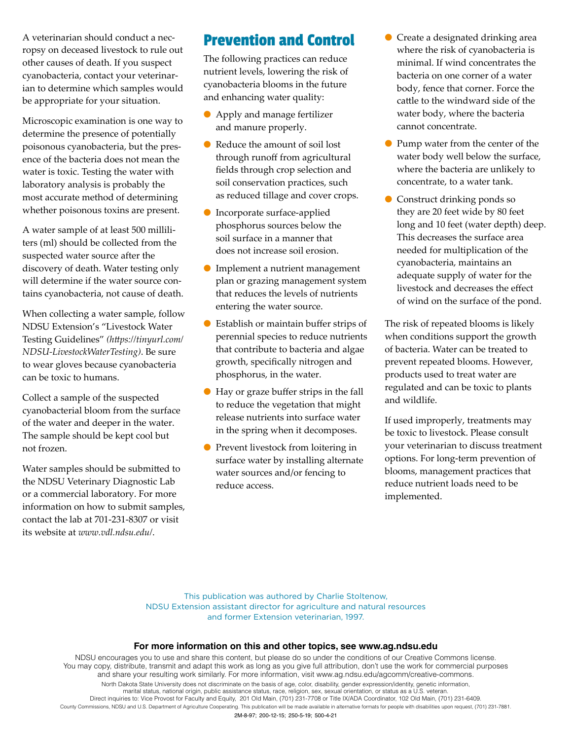A veterinarian should conduct a necropsy on deceased livestock to rule out other causes of death. If you suspect cyanobacteria, contact your veterinarian to determine which samples would be appropriate for your situation.

Microscopic examination is one way to determine the presence of potentially poisonous cyanobacteria, but the presence of the bacteria does not mean the water is toxic. Testing the water with laboratory analysis is probably the most accurate method of determining whether poisonous toxins are present.

A water sample of at least 500 milliliters (ml) should be collected from the suspected water source after the discovery of death. Water testing only will determine if the water source contains cyanobacteria, not cause of death.

When collecting a water sample, follow NDSU Extension's "Livestock Water Testing Guidelines" *(https://tinyurl.com/NDSU-LivestockWaterTesting)*. Be sure to wear gloves because cyanobacteria can be toxic to humans.

Collect a sample of the suspected cyanobacterial bloom from the surface of the water and deeper in the water. The sample should be kept cool but not frozen.

Water samples should be submitted to the NDSU Veterinary Diagnostic Lab or a commercial laboratory. For more information on how to submit samples, contact the lab at 701-231-8307 or visit its website at *www.vdl.ndsu.edu/*.

## Prevention and Control

The following practices can reduce nutrient levels, lowering the risk of cyanobacteria blooms in the future and enhancing water quality:

- Apply and manage fertilizer and manure properly.
- Reduce the amount of soil lost through runoff from agricultural fields through crop selection and soil conservation practices, such as reduced tillage and cover crops.
- Incorporate surface-applied phosphorus sources below the soil surface in a manner that does not increase soil erosion.
- Implement a nutrient management plan or grazing management system that reduces the levels of nutrients entering the water source.
- Establish or maintain buffer strips of perennial species to reduce nutrients that contribute to bacteria and algae growth, specifically nitrogen and phosphorus, in the water.
- Hay or graze buffer strips in the fall to reduce the vegetation that might release nutrients into surface water in the spring when it decomposes.
- Prevent livestock from loitering in surface water by installing alternate water sources and/or fencing to reduce access.
- Create a designated drinking area where the risk of cyanobacteria is minimal. If wind concentrates the bacteria on one corner of a water body, fence that corner. Force the cattle to the windward side of the water body, where the bacteria cannot concentrate.
- Pump water from the center of the water body well below the surface, where the bacteria are unlikely to concentrate, to a water tank.
- Construct drinking ponds so they are 20 feet wide by 80 feet long and 10 feet (water depth) deep. This decreases the surface area needed for multiplication of the cyanobacteria, maintains an adequate supply of water for the livestock and decreases the effect of wind on the surface of the pond.

The risk of repeated blooms is likely when conditions support the growth of bacteria. Water can be treated to prevent repeated blooms. However, products used to treat water are regulated and can be toxic to plants and wildlife.

If used improperly, treatments may be toxic to livestock. Please consult your veterinarian to discuss treatment options. For long-term prevention of blooms, management practices that reduce nutrient loads need to be implemented.

This publication was authored by Charlie Stoltenow, NDSU Extension assistant director for agriculture and natural resources and former Extension veterinarian, 1997.

**For more information on this and other topics, see www.ag.ndsu.edu**

NDSU encourages you to use and share this content, but please do so under the conditions of our Creative Commons license. You may copy, distribute, transmit and adapt this work as long as you give full attribution, don't use the work for commercial purposes and share your resulting work similarly. For more information, visit www.ag.ndsu.edu/agcomm/creative-commons.

North Dakota State University does not discriminate on the basis of age, color, disability, gender expression/identity, genetic information, marital status, national origin, public assistance status, race, religion, sex, sexual orientation, or status as a U.S. veteran. Direct inquiries to: Vice Provost for Faculty and Equity, 201 Old Main, (701) 231-7708 or Title IX/ADA Coordinator, 102 Old Main, (701) 231-6409. County Commissions, NDSU and U.S. Department of Agriculture Cooperating. This publication will be made available in alternative formats for people with disabilities upon request, (701) 231-7881.

2M-8-97; 200-12-15; 250-5-19; 500-4-21